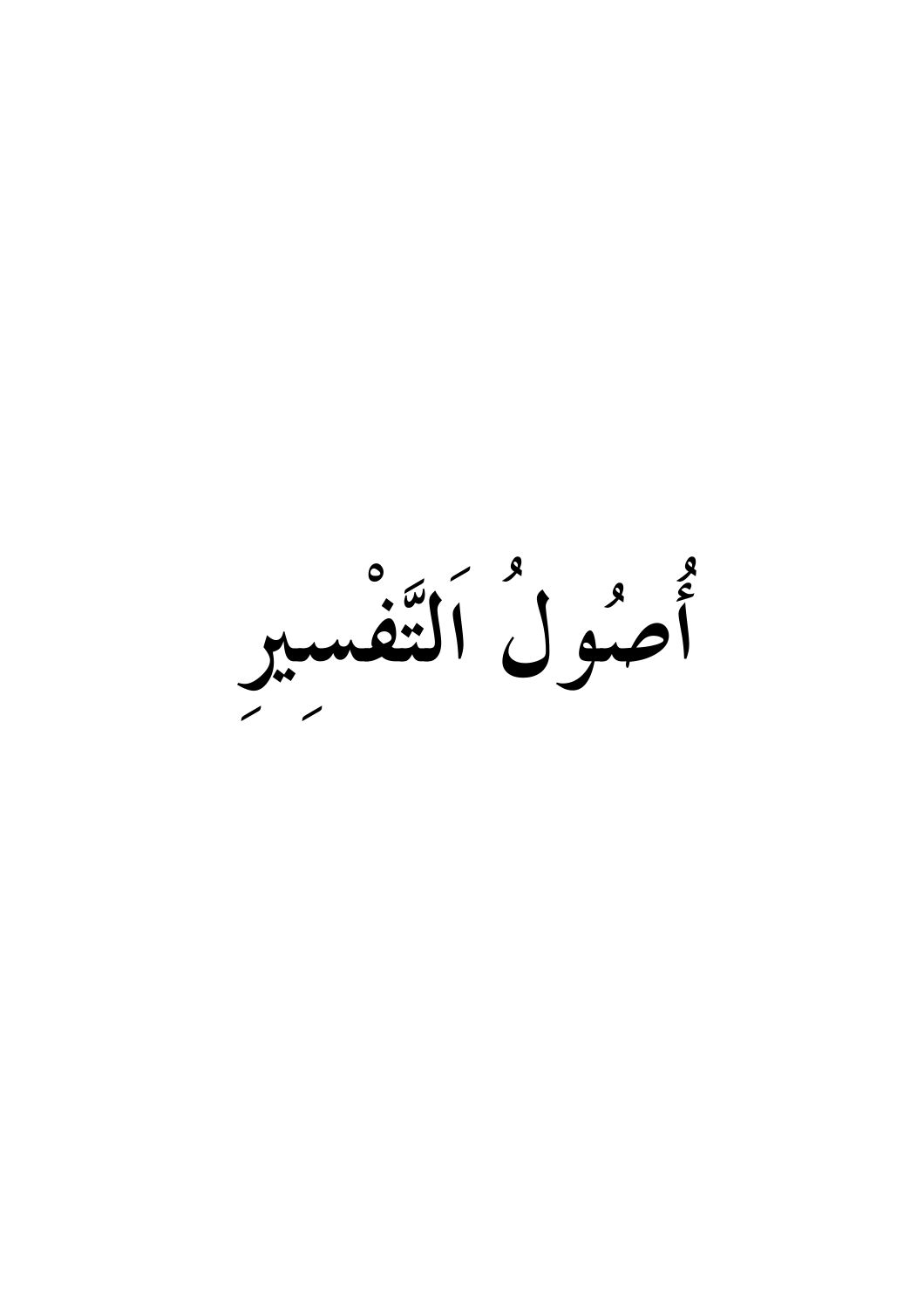# أُصُولُ اَلتَّفْسِيرِ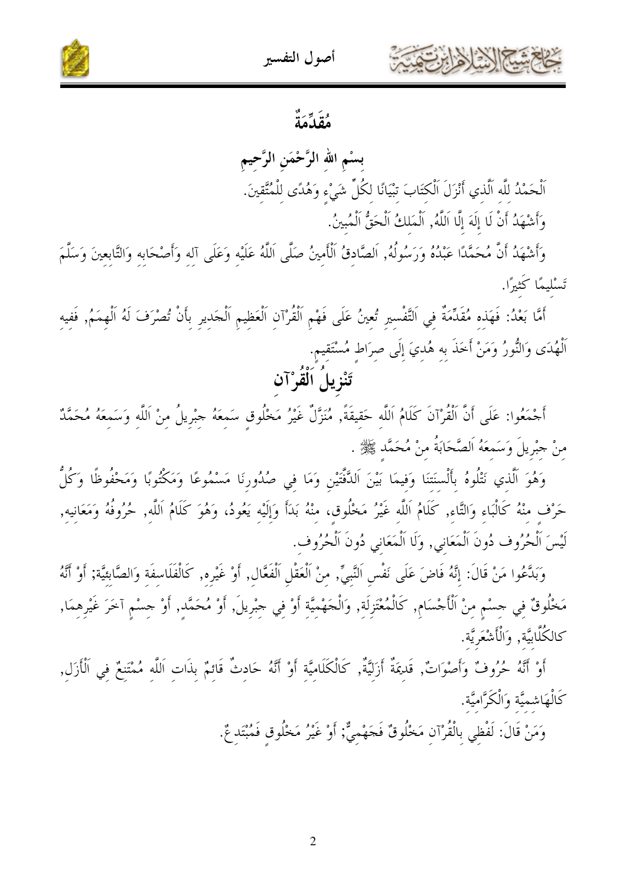# مُقَدِّمَةٌ

بِسْمِ اللهِ الرَّحْمَنِ الرَّحِيمِ

اَلْحَمْدُ للَّه اَلَّذي أَنْزَلَ اَلْكتَابَ تبْيَانًا لكُلِّ شَيْءٍ وَهُدًى للْمُتَّقينَ.

وَأَشْهَدُ أَنْ لَا إِلَهَ إِلَّا اَللَّهُ, اَلْمَلكُ اَلْحَقُّ اَلْمُبينُ.

وَأَشْهَدُ أَنَّ مُحَمَّدًا عَبْدُهُ وَرَسُولُهُ, اَلصَّادقُ اَلْأَمينُ صَلَّى اَللَّهُ عَلَيْه وَعَلَى آله وَأَصْحَابه وَالتَّابعينَ وَسَلَّمَ تَسْليمًا كَثيرًا.

أَمَّا بَعْدُ: فَهَذه مُقَدِّمَةٌ في اَلتَّفْسيرِ تُعينُ عَلَى فَهْمِ اَلْقُرْآنِ اَلْعَظيمِ اَلْجَديرِ بِأَنْ تُصْرَفَ لَهُ اَلْهِمَمُ, فَفيه اَلْهُدَى وَالنُّورُ وَمَنْ أَخَذَ به هُديَ إِلَى صرَاطٍ مُسْتَقيمٍ.

## تَنْزِيلُ اَلْقُرْآنِ

أَجْمَعُوا: عَلَى أَنَّ اَلْقُرْآنَ كَلَامُ اَللَّه حَقيقَةً, مُنَزَّلٌ غَيْرُ مَخْلُوقٍ سَمعَهُ جبْرِيلُ منْ اَللَّه وَسَمعَهُ مُحَمَّدٌ منْ جبْرِيلَ وَسَمعَهُ اَلصَّحَابَةُ منْ مُحَمَّدٍ ﷺ .

وَهُوَ اَلَّذي نَتْلُوهُ بِأَلْسنَتنَا وَفيمَا بَيْنَ اَلدَّفَّتَيْنِ وَمَا في صُدُورِنَا مَسْمُوعًا وَمَكْتُوبًا وَمَحْفُوظًا وَكُلُّ حَرْفٍ منْهُ كَالْبَاءِ وَالتَّاءِ, كَلَامُ اَللَّه غَيْرُ مَخْلُوقٍ, منْهُ بَدَأَ وَإِلَيْه يَعُودُ، وَهُوَ كَلَامُ اَللَّه, حُرُوفُهُ وَمَعَانيه, لَيْسَ اَلْحُرُوف دُونَ اَلْمَعَاني, وَلَا اَلْمَعَاني دُونَ اَلْحُرُوف.

وَبَدَّعُوا مَنْ قَالَ: إِنَّهُ فَاضَ عَلَى نَفْسِ اَلنَّبيِّ, منْ اَلْعَقْلِ اَلْفَعَّالِ, أَوْ غَيْرِه, كَالْفَلَاسفَة وَالصَّابِئيَّة; أَوْ أَنَّهُ مَخْلُوقٌ في جسْمٍ منْ اَلْأَجْسَامِ, كَالْمُعْتَزِلَة, وَالْجَهْميَّة أَوْ في جبْرِيلَ, أَوْ مُحَمَّدٍ, أَوْ جسْمٍ آخَرَ غَيْرِهمَا, كالكُلَّابيَّة, وَالْأَشْعَرِيَّة.

أَوْ أَنَّهُ حُرُوفٌ وَأَصْوَاتٌ, قَديمَةٌ أَزَليَّةٌ, كَالْكَلَاميَّة أَوْ أَنَّهُ حَادثٌ قَائمٌ بذَات اَللَّه مُمْتَنعٌ في اَلْأَزَلِ, كَالْهَاشميَّة وَالْكَرَّاميَّة.

وَمَنْ قَالَ: لَفْظي بِالْقُرْآنِ مَخْلُوقٌ فَجَهْميٌّ; أَوْ غَيْرُ مَخْلُوقٍ فَمُبْتَدعٌ.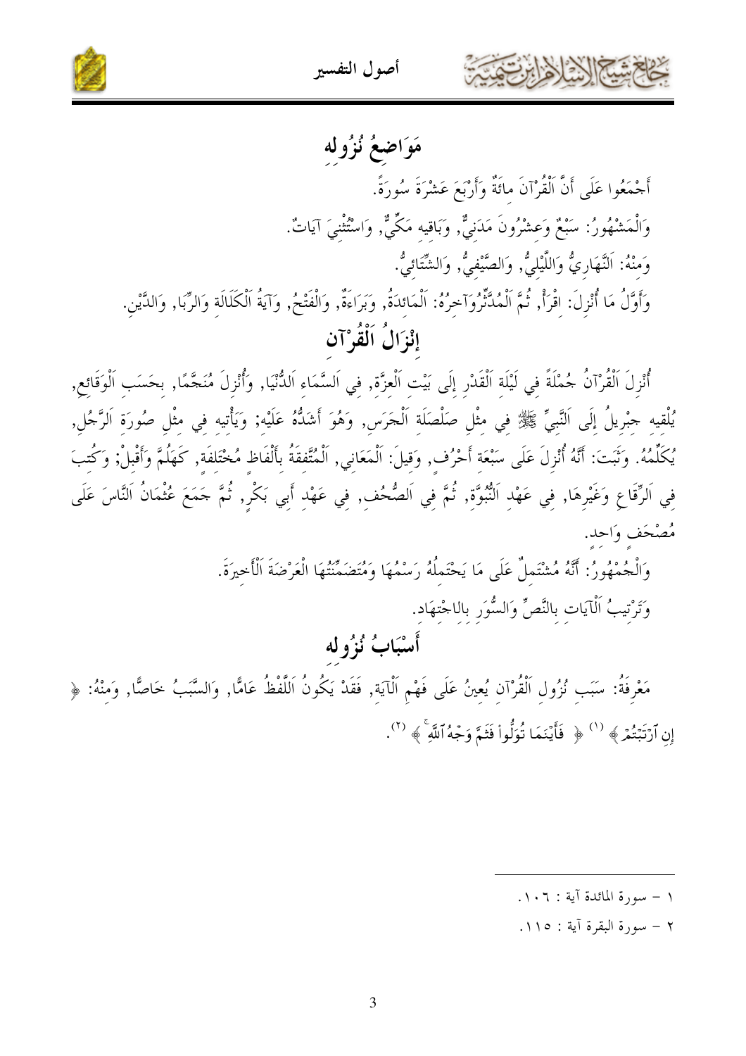## مَوَاضِعُ نُزُولِه

أَجْمَعُوا عَلَى أَنَّ اَلْقُرْآنَ مِائَةٌ وَأَرْبَعَ عَشْرَةَ سُورَةً.

وَالْمَشْهُورُ: سَبْعٌ وَعِشْرُونَ مَدَنِيٌّ, وَبَاقِيه مَكِّيٌّ, وَاسْتُثْنِيَ آيَاتٌ.

وَمِنْهُ: اَلنَّهَارِيُّ وَاللَّيْلِيُّ, وَالصَّيْفِيُّ, وَالشِّتَائِيُّ.

وَأَوَّلُ مَا أُنْزِلَ: اقْرَأْ, ثُمَّ اَلْمُدَّثِّرُوَآخِرُهُ: اَلْمَائِدَةُ, وَبَرَاءَةٌ, وَالْفَتْحُ, وَآيَةُ اَلْكَلَالَةِ وَالرِّبَا, وَالدَّيْنِ.

## إِنْزَالُ اَلْقُرْآن

أُنْزِلَ اَلْقُرْآنُ جُمْلَةً فِي لَيْلَةِ اَلْقَدْرِ إِلَى بَيْتِ اَلْعِزَّةِ, فِي اَلسَّمَاءِ اَلدُّنْيَا, وَأُنْزِلَ مُنَجَّمًا, بِحَسَبِ اَلْوَقَائِعِ, يُلْقِيهِ جِبْرِيلُ إِلَى اَلنَّبِيِّ ﷺ فِي مِثْلِ صَلْصَلَةِ اَلْجَرَسِ, وَهُوَ أَشَدُّهُ عَلَيْهِ; وَيَأْتِيهِ فِي مِثْلِ صُورَةِ اَلرَّجُلِ, يُكَلِّمُهُ. وَثَبَتَ: أَنَّهُ أُنْزِلَ عَلَى سَبْعَةِ أَحْرُفٍ, وَقِيلَ: اَلْمَعَانِي, اَلْمُتَّفِقَةُ بِأَلْفَاظٍ مُخْتَلِفَةٍ, كَهَلُمَّ وَأَقْبِلْ; وَكُتِبَ فِي اَلرِّقَاعِ وَغَيْرِهَا, فِي عَهْدِ اَلنُّبُوَّةِ, ثُمَّ فِي اَلصُّحُفِ, فِي عَهْدِ أَبِي بَكْرٍ, ثُمَّ جَمَعَ عُثْمَانُ اَلنَّاسَ عَلَى مُصْحَفٍ وَاحِدٍ.

وَالْجُمْهُورُ: أَنَّهُ مُشْتَمِلٌ عَلَى مَا يَحْتَمِلُهُ رَسْمُهَا وَمُتَضَمِّنَتُهَا الْعَرْضَةَ اَلْأَخِيرَةَ.

وَتَرْتِيبُ اَلْآيَاتِ بِالنَّصِّ وَالسُّوَرِ بِالِاجْتِهَادِ.

## أَسْبَابُ نُزُولِه

مَعْرِفَةُ: سَبَبِ نُزُولِ اَلْقُرْآنِ يُعِينُ عَلَى فَهْمِ اَلْآيَةِ, فَقَدْ يَكُونُ اَللَّفْظُ عَامًّا, وَالسَّبَبُ خَاصًّا, وَمِنْهُ: ﴿ إِنِ ٱرْتَبْتُمْ ﴾ [1] ﴿ فَأَيْنَمَا تُوَلُّواْ فَثَمَّ وَجْهُ ٱللَّهِ ﴾ [2].

---

١ – سورة المائدة آية : ١٠٦.

٢ – سورة البقرة آية : ١١٥.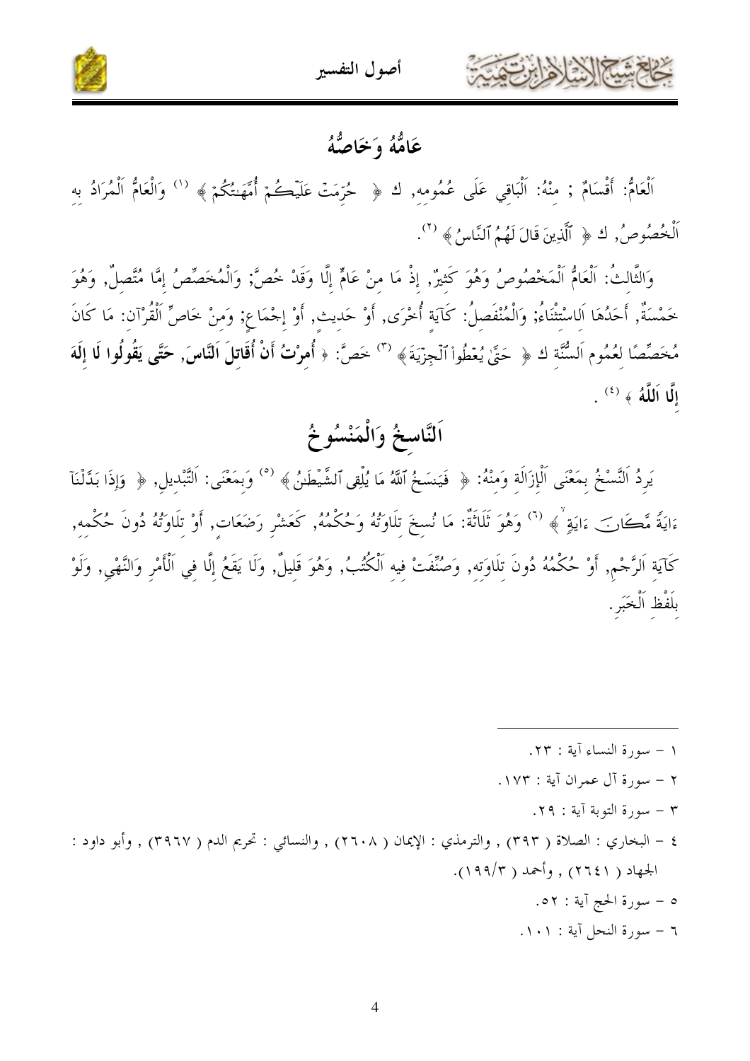## عَامُّهُ وَخَاصُّهُ

اَلْعَامُّ: أَقْسَامٌ ; مِنْهُ: اَلْبَاقِي عَلَى عُمُومِهِ, كَ ﴿ حُرِّمَتْ عَلَيْكُمْ أُمَّهَٰتُكُمْ ﴾ [1] وَالْعَامُّ اَلْمُرَادُ بِهِ اَلْخُصُوصُ, كَ ﴿ ٱلَّذِينَ قَالَ لَهُمُ ٱلنَّاسُ ﴾ [2].

وَالثَّالِثُ: اَلْعَامُّ اَلْمَخْصُوصُ وَهُوَ كَثِيرٌ, إِذْ مَا مِنْ عَامٍّ إِلَّا وَقَدْ خُصَّ; وَالْمُخَصِّصُ إِمَّا مُتَّصِلٌ, وَهُوَ خَمْسَةٌ, أَحَدُهَا اَلِاسْتِثْنَاءُ; وَالْمُنْفَصِلُ: كَآيَةٍ أُخْرَى, أَوْ حَدِيثٍ, أَوْ إِجْمَاعٍ; وَمِنْ خَاصِّ اَلْقُرْآنِ: مَا كَانَ مُخَصِّصًا لِعُمُومِ اَلسُّنَّةِ كَ ﴿ حَتَّىٰ يُعْطُواْ ٱلْجِزْيَةَ ﴾ [3] خَصَّ: ﴿ **أُمِرْتُ أَنْ أُقَاتِلَ اَلنَّاسَ, حَتَّى يَقُولُوا لَا إِلَهَ إِلَّا اَللَّهُ** ﴾ [4] .

## اَلنَّاسِخُ وَالْمَنْسُوخُ

يَرِدُ اَلنَّسْخُ بِمَعْنَى اَلْإِزَالَةِ وَمِنْهُ: ﴿ فَيَنسَخُ ٱللَّهُ مَا يُلْقِى ٱلشَّيْطَٰنُ ﴾ [5] وَبِمَعْنَى: اَلتَّبْدِيلِ, ﴿ وَإِذَا بَدَّلْنَآ ءَايَةً مَّكَانَ ءَايَةٍ ﴾ [6] وَهُوَ ثَلَاثَةٌ: مَا نُسِخَ تِلَاوَتُهُ وَحُكْمُهُ, كَعَشْرِ رَضَعَاتٍ, أَوْ تِلَاوَتُهُ دُونَ حُكْمِهِ, كَآيَةِ اَلرَّجْمِ, أَوْ حُكْمُهُ دُونَ تِلَاوَتِهِ, وَصُنِّفَتْ فِيهِ اَلْكُتُبُ, وَهُوَ قَلِيلٌ, وَلَا يَقَعُ إِلَّا فِي اَلْأَمْرِ وَالنَّهْيِ, وَلَوْ بِلَفْظِ اَلْخَبَرِ.

---

١ – سورة النساء آية : ٢٣.

٢ – سورة آل عمران آية : ١٧٣.

٣ – سورة التوبة آية : ٢٩.

٤ – البخاري : الصلاة ( ٣٩٣ ) , والترمذي : الإيمان ( ٢٦٠٨ ) , والنسائي : تحريم الدم ( ٣٩٦٧ ) , وأبو داود : الجهاد ( ٢٦٤١ ) , وأحمد ( ٣/١٩٩ ).

٥ – سورة الحج آية : ٥٢.

٦ – سورة النحل آية : ١٠١.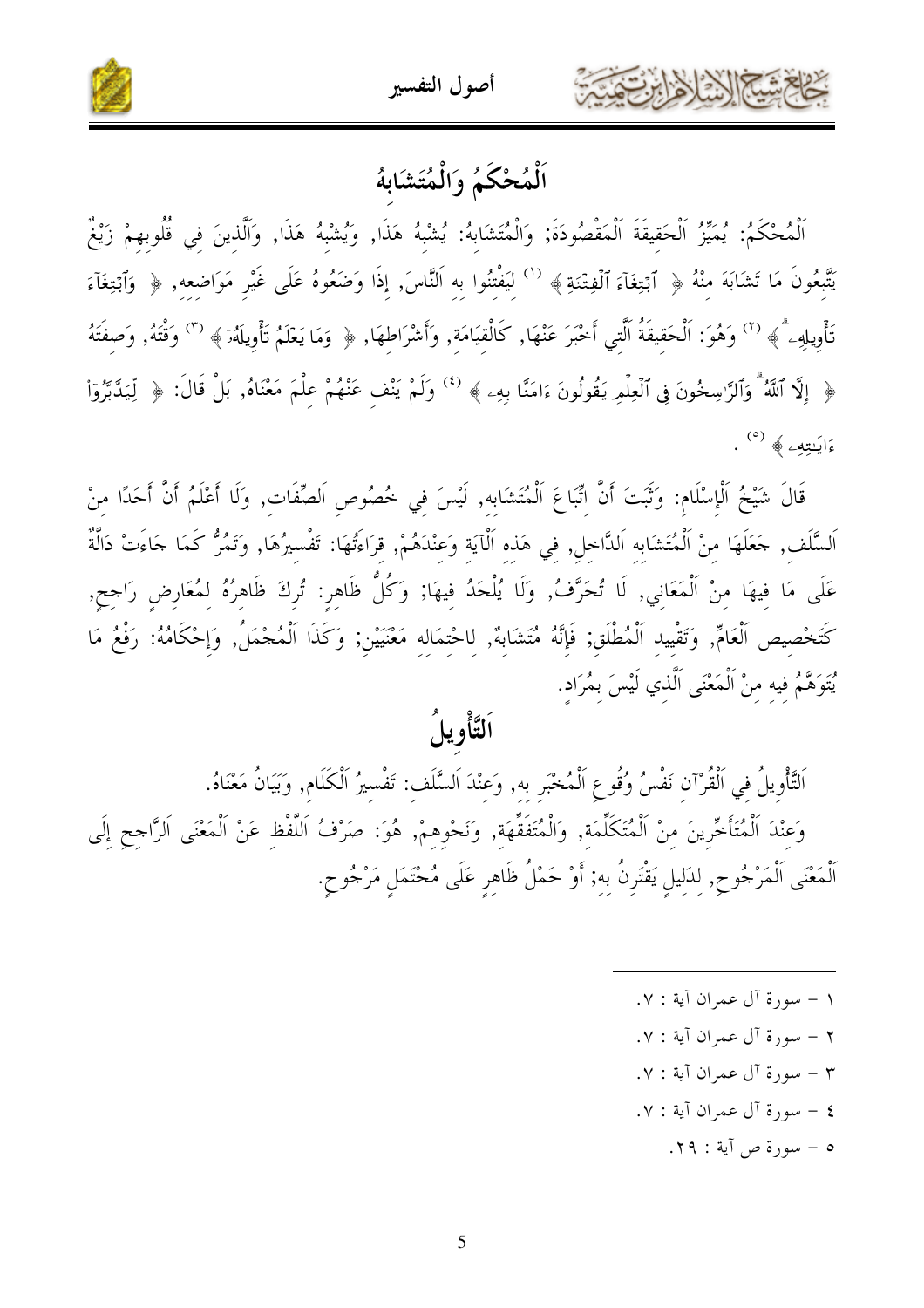# اَلْمُحْكَمُ وَالْمُتَشَابِهُ

اَلْمُحْكَمُ: يُمَيِّزُ اَلْحَقِيقَةَ اَلْمَقْصُودَةَ; وَالْمُتَشَابِهُ: يُشْبِهُ هَذَا, وَيُشْبِهُ هَذَا, وَالَّذِينَ فِي قُلُوبِهِمْ زَيْغٌ يَتَّبِعُونَ مَا تَشَابَهَ مِنْهُ ﴿ ٱبْتِغَآءَ ٱلْفِتْنَةِ ﴾ [1] لِيَفْتِنُوا بِهِ اَلنَّاسَ, إِذَا وَضَعُوهُ عَلَى غَيْرِ مَوَاضِعِهِ, ﴿ وَٱبْتِغَآءَ تَأْوِيلِهِۦ ﴾ [2] وَهُوَ: اَلْحَقِيقَةُ اَلَّتِي أَخْبَرَ عَنْهَا, كَالْقِيَامَةِ, وَأَشْرَاطِهَا, ﴿ وَمَا يَعْلَمُ تَأْوِيلَهُۥٓ ﴾ [3] وَقْتَهُ, وَصِفَتَهُ ﴿ إِلَّا ٱللَّهُ ۗ وَٱلرَّٰسِخُونَ فِى ٱلْعِلْمِ يَقُولُونَ ءَامَنَّا بِهِۦ ﴾ [4] وَلَمْ يَنْفِ عَنْهُمْ عِلْمَ مَعْنَاهُ, بَلْ قَالَ: ﴿ لِّيَدَّبَّرُوٓاْ ءَايَٰتِهِۦ ﴾ [5] .

قَالَ شَيْخُ اَلْإِسْلَامِ: وَثَبَتَ أَنَّ اتِّبَاعَ اَلْمُتَشَابِهِ, لَيْسَ فِي خُصُوصِ اَلصِّفَاتِ, وَلَا أَعْلَمُ أَنَّ أَحَدًا مِنْ اَلسَّلَفِ, جَعَلَهَا مِنْ اَلْمُتَشَابِهِ اَلدَّاخِلِ, فِي هَذِهِ اَلْآيَةِ وَعِنْدَهُمْ, قِرَاءَتُهَا: تَفْسِيرُهَا, وَتَمُرُّ كَمَا جَاءَتْ دَالَّةٌ عَلَى مَا فِيهَا مِنْ اَلْمَعَانِي, لَا تُحَرَّفُ, وَلَا يُلْحَدُ فِيهَا; وَكُلُّ ظَاهِرٍ: تُرِكَ ظَاهِرُهُ لِمُعَارِضٍ رَاجِحٍ, كَتَخْصِيصِ اَلْعَامِّ, وَتَقْيِيدِ اَلْمُطْلَقِ; فَإِنَّهُ مُتَشَابِهٌ, لِاحْتِمَالِهِ مَعْنَيَيْنِ; وَكَذَا اَلْمُجْمَلُ, وَإِحْكَامُهُ: رَفْعُ مَا يُتَوَهَّمُ فِيهِ مِنْ اَلْمَعْنَى اَلَّذِي لَيْسَ بِمُرَادٍ.

# اَلتَّأْوِيلُ

اَلتَّأْوِيلُ فِي اَلْقُرْآنِ نَفْسُ وُقُوعِ اَلْمُخْبَرِ بِهِ, وَعِنْدَ اَلسَّلَفِ: تَفْسِيرُ اَلْكَلَامِ, وَبَيَانُ مَعْنَاهُ.

وَعِنْدَ اَلْمُتَأَخِّرِينَ مِنْ اَلْمُتَكَلِّمَةِ, وَالْمُتَفَقِّهَةِ, وَنَحْوِهِمْ, هُوَ: صَرْفُ اَللَّفْظِ عَنْ اَلْمَعْنَى اَلرَّاجِحِ إِلَى اَلْمَعْنَى اَلْمَرْجُوحِ, لِدَلِيلٍ يَقْتَرِنُ بِهِ; أَوْ حَمْلُ ظَاهِرٍ عَلَى مُحْتَمَلٍ مَرْجُوحٍ.

---

١ – سورة آل عمران آية : ٧.

٢ – سورة آل عمران آية : ٧.

٣ – سورة آل عمران آية : ٧.

٤ – سورة آل عمران آية : ٧.

٥ – سورة ص آية : ٢٩.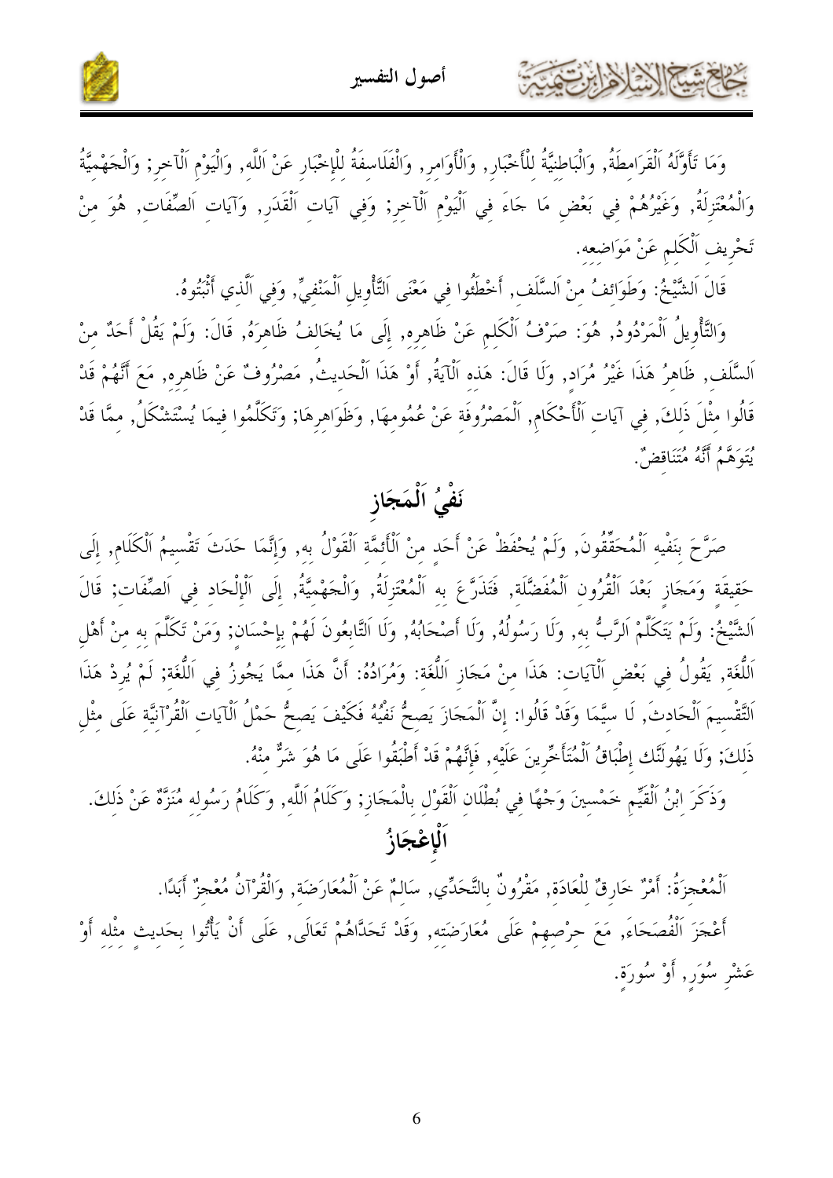وَمَا تَأَوَّلَهُ اَلْقَرَامِطَةُ, وَالْبَاطِنِيَّةُ لِلْأَخْبَارِ, وَالْأَوَامِرِ, وَالْفَلَاسِفَةُ لِلْإِخْبَارِ عَنْ اَللَّهِ, وَالْيَوْمِ اَلْآخِرِ; وَالْجَهْمِيَّةُ وَالْمُعْتَزِلَةُ, وَغَيْرُهُمْ فِي بَعْضِ مَا جَاءَ فِي اَلْيَوْمِ اَلْآخِرِ; وَفِي آيَاتِ اَلْقَدَرِ, وَآيَاتِ اَلصِّفَاتِ, هُوَ مِنْ تَحْرِيفِ اَلْكَلِمِ عَنْ مَوَاضِعِهِ.

قَالَ اَلشَّيْخُ: وَطَوَائِفُ مِنْ اَلسَّلَفِ, أَخْطَئُوا فِي مَعْنَى اَلتَّأْوِيلِ اَلْمَنْفِيِّ, وَفِي اَلَّذِي أَثْبَتُوهُ.

وَالتَّأْوِيلُ اَلْمَرْدُودُ, هُوَ: صَرْفُ اَلْكَلِمِ عَنْ ظَاهِرِهِ, إِلَى مَا يُخَالِفُ ظَاهِرَهُ, قَالَ: وَلَمْ يَقُلْ أَحَدٌ مِنْ اَلسَّلَفِ, ظَاهِرُ هَذَا غَيْرُ مُرَادٍ, وَلَا قَالَ: هَذِهِ اَلْآيَةُ, أَوْ هَذَا اَلْحَدِيثُ, مَصْرُوفٌ عَنْ ظَاهِرِهِ, مَعَ أَنَّهُمْ قَدْ قَالُوا مِثْلَ ذَلِكَ, فِي آيَاتِ اَلْأَحْكَامِ, اَلْمَصْرُوفَةِ عَنْ عُمُومِهَا, وَظَوَاهِرِهَا; وَتَكَلَّمُوا فِيمَا يُسْتَشْكَلُ, مِمَّا قَدْ يُتَوَهَّمُ أَنَّهُ مُتَنَاقِضٌ.

## نَفْيُ اَلْمَجَازِ

صَرَّحَ بِنَفْيِهِ اَلْمُحَقِّقُونَ, وَلَمْ يُحْفَظْ عَنْ أَحَدٍ مِنْ اَلْأَئِمَّةِ اَلْقَوْلُ بِهِ, وَإِنَّمَا حَدَثَ تَقْسِيمُ اَلْكَلَامِ, إِلَى حَقِيقَةٍ وَمَجَازٍ بَعْدَ اَلْقُرُونِ اَلْمُفَضَّلَةِ, فَتَذَرَّعَ بِهِ اَلْمُعْتَزِلَةُ, وَالْجَهْمِيَّةُ, إِلَى اَلْإِلْحَادِ فِي اَلصِّفَاتِ; قَالَ اَلشَّيْخُ: وَلَمْ يَتَكَلَّمْ اَلرَّبُّ بِهِ, وَلَا رَسُولُهُ, وَلَا أَصْحَابُهُ, وَلَا اَلتَّابِعُونَ لَهُمْ بِإِحْسَانٍ; وَمَنْ تَكَلَّمَ بِهِ مِنْ أَهْلِ اَللُّغَةِ, يَقُولُ فِي بَعْضِ اَلْآيَاتِ: هَذَا مِنْ مَجَازِ اَللُّغَةِ: وَمُرَادُهُ: أَنَّ هَذَا مِمَّا يَجُوزُ فِي اَللُّغَةِ; لَمْ يُرِدْ هَذَا اَلتَّقْسِيمَ اَلْحَادِثَ, لَا سِيَّمَا وَقَدْ قَالُوا: إِنَّ اَلْمَجَازَ يَصِحُّ نَفْيُهُ فَكَيْفَ يَصِحُّ حَمْلُ اَلْآيَاتِ اَلْقُرْآنِيَّةِ عَلَى مِثْلِ ذَلِكَ; وَلَا يَهُولَنَّكَ إِطْبَاقُ اَلْمُتَأَخِّرِينَ عَلَيْهِ, فَإِنَّهُمْ قَدْ أَطْبَقُوا عَلَى مَا هُوَ شَرٌّ مِنْهُ.

وَذَكَرَ اِبْنُ اَلْقَيِّمِ خَمْسِينَ وَجْهًا فِي بُطْلَانِ اَلْقَوْلِ بِالْمَجَازِ; وَكَلَامُ اَللَّهِ, وَكَلَامُ رَسُولِهِ مُنَزَّهٌ عَنْ ذَلِكَ.

## اَلْإِعْجَازُ

اَلْمُعْجِزَةُ: أَمْرٌ خَارِقٌ لِلْعَادَةِ, مَقْرُونٌ بِالتَّحَدِّي, سَالِمٌ عَنْ اَلْمُعَارَضَةِ, وَالْقُرْآنُ مُعْجِزٌ أَبَدًا.

أَعْجَزَ اَلْفُصَحَاءَ, مَعَ حِرْصِهِمْ عَلَى مُعَارَضَتِهِ, وَقَدْ تَحَدَّاهُمْ تَعَالَى, عَلَى أَنْ يَأْتُوا بِحَدِيثٍ مِثْلِهِ أَوْ عَشْرِ سُوَرٍ, أَوْ سُورَةٍ.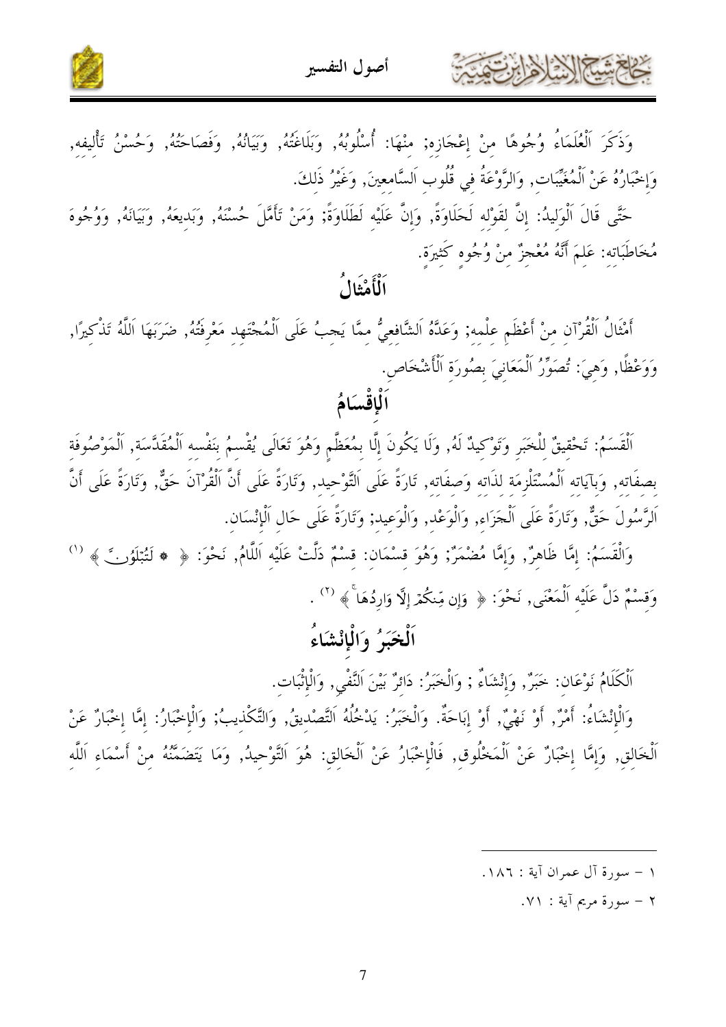وَذَكَرَ اَلْعُلَمَاءُ وُجُوهًا مِنْ إِعْجَازِهِ; مِنْهَا: أُسْلُوبُهُ, وَبَلَاغَتُهُ, وَبَيَانُهُ, وَفَصَاحَتُهُ, وَحُسْنُ تَأْلِيفِهِ, وَإِخْبَارُهُ عَنْ اَلْمُغَيَّبَاتِ, وَالرَّوْعَةُ فِي قُلُوبِ اَلسَّامِعِينَ, وَغَيْرُ ذَلِكَ.

حَتَّى قَالَ اَلْوَلِيدُ: إِنَّ لِقَوْلِهِ لَحَلَاوَةً, وَإِنَّ عَلَيْهِ لَطَلَاوَةً; وَمَنْ تَأَمَّلَ حُسْنَهُ, وَبَدِيعَهُ, وَبَيَانَهُ, وَوُجُوهَ مُخَاطَبَاتِهِ: عَلِمَ أَنَّهُ مُعْجِزٌ مِنْ وُجُوهٍ كَثِيرَةٍ.

## اَلْأَمْثَالُ

أَمْثَالُ اَلْقُرْآنِ مِنْ أَعْظَمِ عِلْمِهِ; وَعَدَّهُ اَلشَّافِعِيُّ مِمَّا يَجِبُ عَلَى اَلْمُجْتَهِدِ مَعْرِفَتُهُ, ضَرَبَهَا اَللَّهُ تَذْكِيرًا, وَوَعْظًا, وَهِيَ: تُصَوِّرُ اَلْمَعَانِيَ بِصُورَةِ اَلْأَشْخَاصِ.

## اَلْإِقْسَامُ

اَلْقَسَمُ: تَحْقِيقٌ لِلْخَبَرِ وَتَوْكِيدٌ لَهُ, وَلَا يَكُونَ إِلَّا بِمُعَظَّمٍ وَهُوَ تَعَالَى يُقْسِمُ بِنَفْسِهِ اَلْمُقَدَّسَةِ, اَلْمَوْصُوفَةِ بِصِفَاتِهِ, وَبِآيَاتِهِ اَلْمُسْتَلْزِمَةِ لِذَاتِهِ وَصِفَاتِهِ, تَارَةً عَلَى اَلتَّوْحِيدِ, وَتَارَةً عَلَى أَنَّ اَلْقُرْآنَ حَقٌّ, وَتَارَةً عَلَى أَنَّ اَلرَّسُولَ حَقٌّ, وَتَارَةً عَلَى اَلْجَزَاءِ, وَالْوَعْدِ, وَالْوَعِيدِ; وَتَارَةً عَلَى حَالِ اَلْإِنْسَانِ.

وَالْقَسَمُ: إِمَّا ظَاهِرٌ, وَإِمَّا مُضْمَرٌ; وَهُوَ قِسْمَانِ: قِسْمٌ دَلَّتْ عَلَيْهِ اَللَّامُ, نَحْوَ: ﴿ لَتُبْلَوُنَّ ﴾ [1] وَقِسْمٌ دَلَّ عَلَيْهِ اَلْمَعْنَى, نَحْوَ: ﴿ وَإِن مِّنكُمْ إِلَّا وَارِدُهَا ﴾ [2] .

## اَلْخَبَرُ وَالْإِنْشَاءُ

اَلْكَلَامُ نَوْعَانِ: خَبَرٌ, وَإِنْشَاءٌ ; وَالْخَبَرُ: دَائِرٌ بَيْنَ اَلنَّفْيِ, وَالْإِثْبَاتِ.

وَالْإِنْشَاءُ: أَمْرٌ, أَوْ نَهْيٌ, أَوْ إِبَاحَةٌ. وَالْخَبَرُ: يَدْخُلُهُ اَلتَّصْدِيقُ, وَالتَّكْذِيبُ; وَالْإِخْبَارُ: إِمَّا إِخْبَارٌ عَنْ اَلْخَالِقِ, وَإِمَّا إِخْبَارٌ عَنْ اَلْمَخْلُوقِ, فَالْإِخْبَارُ عَنْ اَلْخَالِقِ: هُوَ اَلتَّوْحِيدُ, وَمَا يَتَضَمَّنُهُ مِنْ أَسْمَاءِ اَللَّهِ

---

١ - سورة آل عمران آية : ١٨٦.

٢ - سورة مريم آية : ٧١.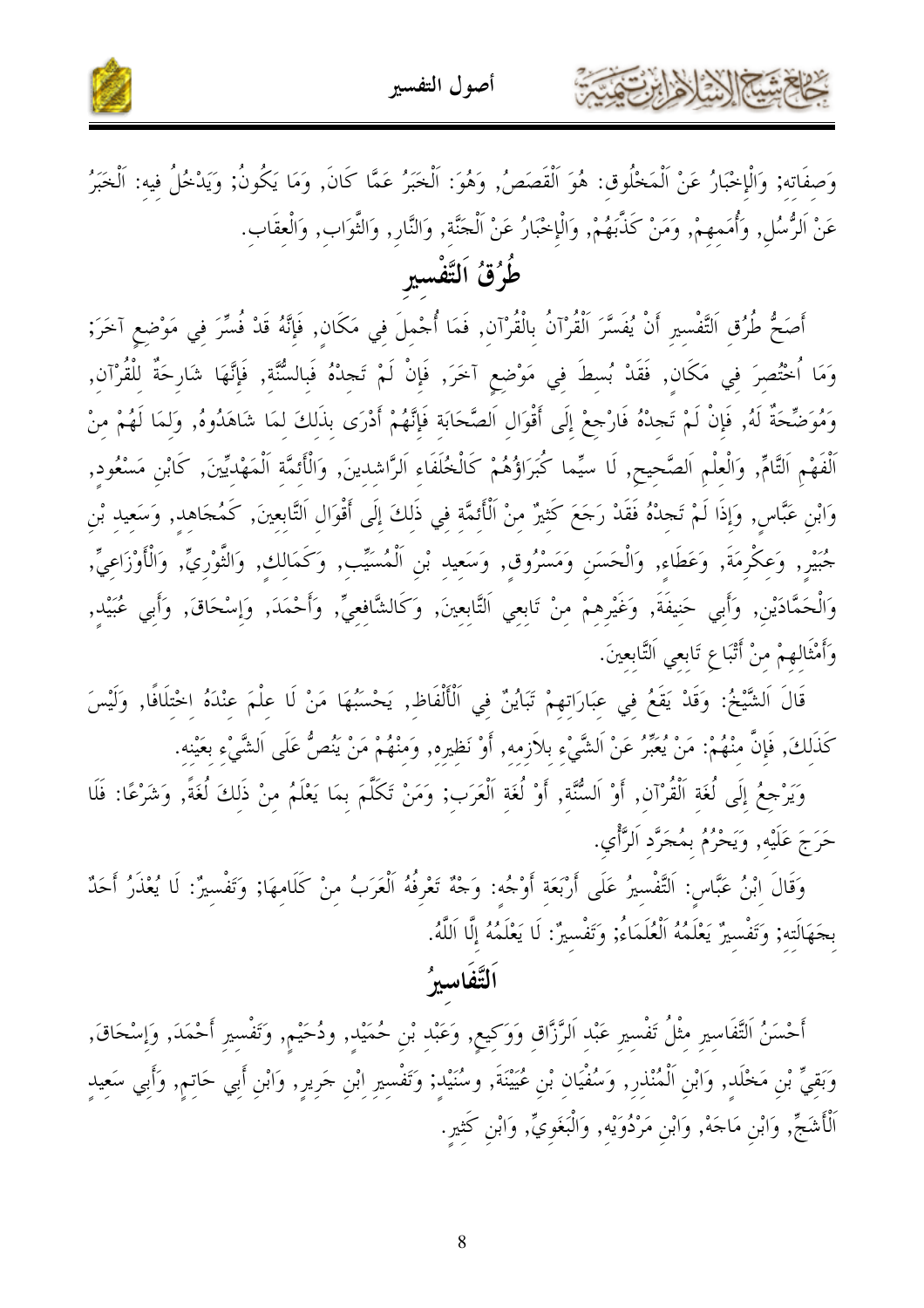وَصِفَاتِهِ; وَالْإِخْبَارُ عَنْ اَلْمَخْلُوقِ: هُوَ اَلْقَصَصُ, وَهُوَ: اَلْخَبَرُ عَمَّا كَانَ, وَمَا يَكُونُ; وَيَدْخُلُ فِيهِ: اَلْخَبَرُ عَنْ اَلرُّسُلِ, وَأُمَمِهِمْ, وَمَنْ كَذَّبَهُمْ, وَالْإِخْبَارُ عَنْ اَلْجَنَّةِ, وَالنَّارِ, وَالثَّوَابِ, وَالْعِقَابِ.

## طُرُقُ اَلتَّفْسِيرِ

أَصَحُّ طُرُقِ اَلتَّفْسِيرِ أَنْ يُفَسَّرَ اَلْقُرْآنُ بِالْقُرْآنِ, فَمَا أُجْمِلَ فِي مَكَانٍ, فَإِنَّهُ قَدْ فُسِّرَ فِي مَوْضِعٍ آخَرَ; وَمَا اُخْتُصِرَ فِي مَكَانٍ, فَقَدْ بُسِطَ فِي مَوْضِعٍ آخَرَ, فَإِنْ لَمْ تَجِدْهُ فَبِالسُّنَّةِ, فَإِنَّهَا شَارِحَةٌ لِلْقُرْآنِ, وَمُوَضِّحَةٌ لَهُ, فَإِنْ لَمْ تَجِدْهُ فَارْجِعْ إِلَى أَقْوَالِ اَلصَّحَابَةِ فَإِنَّهُمْ أَدْرَى بِذَلِكَ لِمَا شَاهَدُوهُ, وَلِمَا لَهُمْ مِنْ اَلْفَهْمِ اَلتَّامِّ, وَالْعِلْمِ اَلصَّحِيحِ, لَا سِيَّما كُبَرَاؤُهُمْ كَالْخُلَفَاءِ اَلرَّاشِدِينَ, وَالْأَئِمَّةِ اَلْمَهْدِيِّينَ, كَابْنِ مَسْعُودٍ, وَابْنِ عَبَّاسٍ, وَإِذَا لَمْ تَجِدْهُ فَقَدْ رَجَعَ كَثِيرٌ مِنْ اَلْأَئِمَّةِ فِي ذَلِكَ إِلَى أَقْوَالِ اَلتَّابِعِينَ, كَمُجَاهِدٍ, وَسَعِيدِ بْنِ جُبَيْرٍ, وَعِكْرِمَةَ, وَعَطَاءٍ, وَالْحَسَنِ وَمَسْرُوقٍ, وَسَعِيدِ بْنِ اَلْمُسَيِّبِ, وَكَمَالِكٍ, وَالثَّوْرِيِّ, وَالْأَوْزَاعِيِّ, وَالْحَمَّادَيْنِ, وَأَبِي حَنِيفَةَ, وَغَيْرِهِمْ مِنْ تَابِعِي اَلتَّابِعِينَ, وَكَالشَّافِعِيِّ, وَأَحْمَدَ, وَإِسْحَاقَ, وَأَبِي عُبَيْدٍ, وَأَمْثَالِهِمْ مِنْ أَتْبَاعِ تَابِعِي اَلتَّابِعِينَ.

قَالَ اَلشَّيْخُ: وَقَدْ يَقَعُ فِي عِبَارَاتِهِمْ تَبَايُنٌ فِي اَلْأَلْفَاظِ, يَحْسَبُهَا مَنْ لَا عِلْمَ عِنْدَهُ اخْتِلَافًا, وَلَيْسَ كَذَلِكَ, فَإِنَّ مِنْهُمْ: مَنْ يُعَبِّرُ عَنْ اَلشَّيْءِ بِلَازِمِهِ, أَوْ نَظِيرِهِ, وَمِنْهُمْ مَنْ يَنُصُّ عَلَى اَلشَّيْءِ بِعَيْنِهِ.

وَيَرْجِعُ إِلَى لُغَةِ اَلْقُرْآنِ, أَوْ اَلسُّنَّةِ, أَوْ لُغَةِ اَلْعَرَبِ; وَمَنْ تَكَلَّمَ بِمَا يَعْلَمُ مِنْ ذَلِكَ لُغَةً, وَشَرْعًا: فَلَا حَرَجَ عَلَيْهِ, وَيَحْرُمُ بِمُجَرَّدِ اَلرَّأْيِ.

وَقَالَ ابْنُ عَبَّاسٍ: اَلتَّفْسِيرُ عَلَى أَرْبَعَةِ أَوْجُهٍ: وَجْهٌ تَعْرِفُهُ اَلْعَرَبُ مِنْ كَلَامِهَا; وَتَفْسِيرٌ: لَا يُعْذَرُ أَحَدٌ بِجَهَالَتِهِ; وَتَفْسِيرٌ يَعْلَمُهُ اَلْعُلَمَاءُ; وَتَفْسِيرٌ: لَا يَعْلَمُهُ إِلَّا اَللَّهُ.

## اَلتَّفَاسِيرُ

أَحْسَنُ اَلتَّفَاسِيرِ مِثْلُ تَفْسِيرِ عَبْدِ اَلرَّزَّاقِ وَوَكِيعٍ, وَعَبْدِ بْنِ حُمَيْدٍ, ودُحَيْمٍ, وَتَفْسِيرِ أَحْمَدَ, وَإِسْحَاقَ, وَبَقِيِّ بْنِ مَخْلَدٍ, وَابْنِ اَلْمُنْذِرِ, وَسُفْيَانِ بْنِ عُيَيْنَةَ, وسُنَيْدٍ; وَتَفْسِيرِ ابْنِ جَرِيرٍ, وَابْنِ أَبِي حَاتِمٍ, وَأَبِي سَعِيدٍ اَلْأَشَجِّ, وَابْنِ مَاجَهْ, وَابْنِ مَرْدُوَيْهِ, وَالْبَغَوِيِّ, وَابْنِ كَثِيرٍ.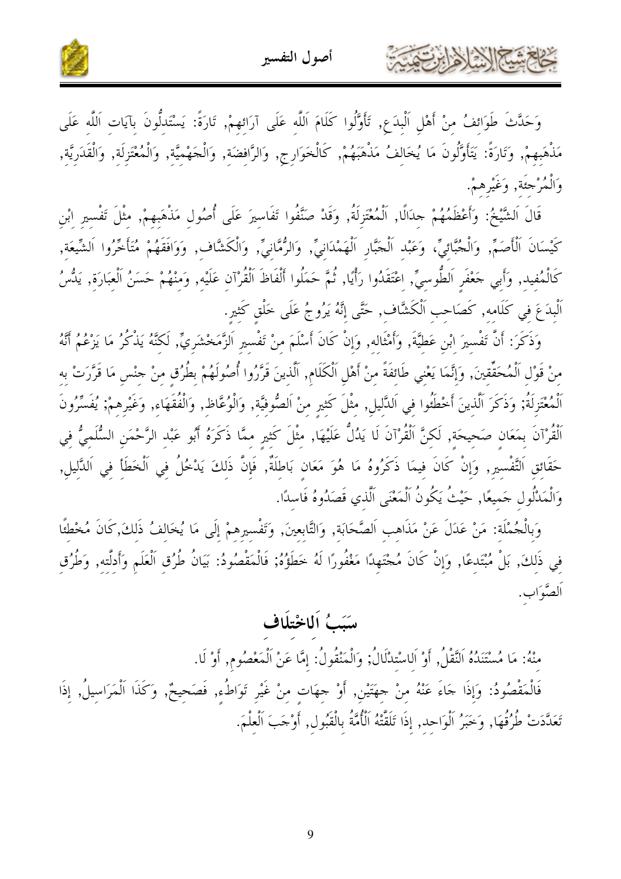وَحَدَّثَ طَوَائِفُ مِنْ أَهْلِ اَلْبِدَعِ, تَأَوَّلُوا كَلَامَ اَللَّهِ عَلَى آرَائِهِمْ, تَارَةً: يَسْتَدِلُّونَ بِآيَاتِ اَللَّهِ عَلَى مَذْهَبِهِمْ, وَتَارَةً: يَتَأَوَّلُونَ مَا يُخَالِفُ مَذْهَبَهُمْ, كَالْخَوَارِجِ, وَالرَّافِضَةِ, وَالْجَهْمِيَّةِ, وَالْمُعْتَزِلَةِ, وَالْقَدَرِيَّةِ, وَالْمُرْجِئَةِ, وَغَيْرِهِمْ.

قَالَ اَلشَّيْخُ: وَأَعْظَمُهُمْ جِدَالًا, اَلْمُعْتَزِلَةُ, وَقَدْ صَنَّفُوا تَفَاسِيرَ عَلَى أُصُولِ مَذْهَبِهِمْ, مِثْلَ تَفْسِيرِ ابْنِ كَيْسَانَ اَلْأَصَمِّ, وَالْجُبَّائِيِّ, وَعَبْدِ اَلْجَبَّارِ اَلْهَمْدَانِيِّ, وَالرُّمَّانِيِّ, وَالْكَشَّافِ, وَوَافَقَهُمْ مُتَأَخِّرُوا اَلشِّيعَةِ, كَالْمُفِيدِ, وَأَبِي جَعْفَرٍ اَلطُّوسِيِّ, اعْتَقَدُوا رَأْيًا, ثُمَّ حَمَلُوا أَلْفَاظَ اَلْقُرْآنِ عَلَيْهِ, وَمِنْهُمْ حَسَنُ اَلْعِبَارَةِ, يَدُسُّ اَلْبِدَعَ فِي كَلَامِهِ, كَصَاحِبِ اَلْكَشَّافِ, حَتَّى إِنَّهُ يَرُوجُ عَلَى خَلْقٍ كَثِيرٍ.

وَذَكَرَ: أَنَّ تَفْسِيرَ ابْنِ عَطِيَّةَ, وَأَمْثَالِهِ, وَإِنْ كَانَ أَسْلَمَ مِنْ تَفْسِيرِ اَلزَّمَخْشَرِيِّ, لَكِنَّهُ يَذْكُرُ مَا يَزْعُمُ أَنَّهُ مِنْ قَوْلِ اَلْمُحَقِّقِينَ, وَإِنَّمَا يَعْنِي طَائِفَةً مِنْ أَهْلِ اَلْكَلَامِ, اَلَّذِينَ قَرَّرُوا أُصُولَهُمْ بِطُرُقٍ مِنْ جِنْسِ مَا قَرَّرَتْ بِهِ اَلْمُعْتَزِلَةُ; وَذَكَرَ اَلَّذِينَ أَخْطَئُوا فِي اَلدَّلِيلِ, مِثْلَ كَثِيرٍ مِنَ اَلصُّوفِيَّةِ, وَالْوُعَّاظِ, وَالْفُقَهَاءِ, وَغَيْرِهِمْ; يُفَسِّرُونَ اَلْقُرْآنَ بِمَعَانٍ صَحِيحَةٍ, لَكِنَّ اَلْقُرْآنَ لَا يَدُلُّ عَلَيْهَا, مِثْلَ كَثِيرٍ مِمَّا ذَكَرَهُ أَبُو عَبْدِ الرَّحْمَنِ السُّلَمِيُّ فِي حَقَائِقِ اَلتَّفْسِيرِ, وَإِنْ كَانَ فِيمَا ذَكَرُوهُ مَا هُوَ مَعَانٍ بَاطِلَةٌ, فَإِنَّ ذَلِكَ يَدْخُلُ فِي اَلْخَطَأِ فِي اَلدَّلِيلِ, وَالْمَدْلُولِ جَمِيعًا, حَيْثُ يَكُونُ اَلْمَعْنَى اَلَّذِي قَصَدُوهُ فَاسِدًا.

وَبِالْجُمْلَةِ: مَنْ عَدَلَ عَنْ مَذَاهِبِ اَلصَّحَابَةِ, وَالتَّابِعِينَ, وَتَفْسِيرِهِمْ إِلَى مَا يُخَالِفُ ذَلِكَ, كَانَ مُخْطِئًا فِي ذَلِكَ, بَلْ مُبْتَدِعًا, وَإِنْ كَانَ مُجْتَهِدًا مَغْفُورًا لَهُ خَطَؤُهُ; فَالْمَقْصُودُ: بَيَانُ طُرُقِ اَلْعِلْمِ وَأَدِلَّتِهِ, وَطُرُقِ اَلصَّوَابِ.

## سَبَبُ اَلِاخْتِلَافِ

مِنْهُ: مَا مُسْتَنَدُهُ اَلنَّقْلُ, أَوْ اَلِاسْتِدْلَالُ; وَالْمَنْقُولُ: إِمَّا عَنْ اَلْمَعْصُومِ, أَوْ لَا.

فَالْمَقْصُودُ: وَإِذَا جَاءَ عَنْهُ مِنْ جِهَتَيْنِ, أَوْ جِهَاتٍ مِنْ غَيْرِ تَوَاطُءٍ, فَصَحِيحٌ, وَكَذَا اَلْمَرَاسِيلُ, إِذَا تَعَدَّدَتْ طُرُقُهَا, وَخَبَرُ اَلْوَاحِدِ, إِذَا تَلَقَّتْهُ اَلْأُمَّةُ بِالْقَبُولِ, أَوْجَبَ اَلْعِلْمَ.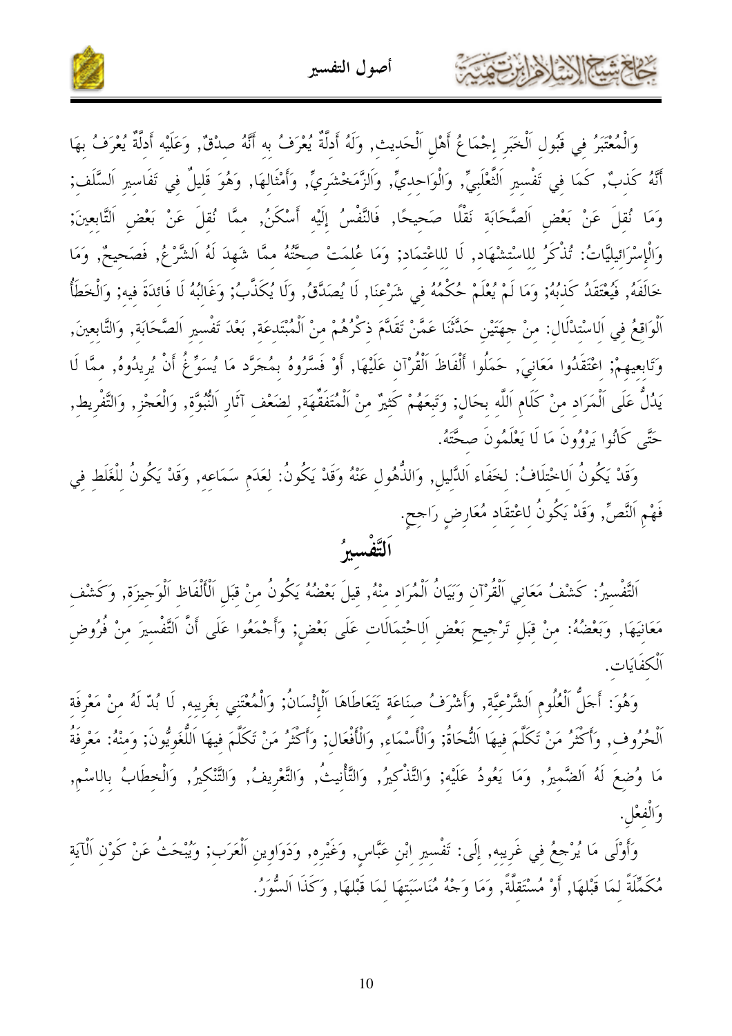وَالْمُعْتَبَرُ فِي قَبُولِ اَلْخَبَرِ إِجْمَاعُ أَهْلِ اَلْحَدِيثِ, وَلَهُ أَدِلَّةٌ يُعْرَفُ بِهِ أَنَّهُ صِدْقٌ, وَعَلَيْهِ أَدِلَّةٌ يُعْرَفُ بِهَا أَنَّهُ كَذِبٌ, كَمَا فِي تَفْسِيرِ اَلثَّعْلَبِيِّ, وَالْوَاحِدِيِّ, وَالزَّمَخْشَرِيِّ, وَأَمْثَالِهَا, وَهُوَ قَلِيلٌ فِي تَفَاسِيرِ اَلسَّلَفِ; وَمَا نُقِلَ عَنْ بَعْضِ اَلصَّحَابَةِ نَقْلًا صَحِيحًا, فَالنَّفْسُ إِلَيْهِ أَسْكَنُ, مِمَّا نُقِلَ عَنْ بَعْضِ اَلتَّابِعِينَ; وَالْإِسْرَائِيلِيَّاتُ: تُذْكَرُ لِلِاسْتِشْهَادِ, لَا لِلِاعْتِمَادِ; وَمَا عُلِمَتْ صِحَّتُهُ مِمَّا شَهِدَ لَهُ اَلشَّرْعُ, فَصَحِيحٌ, وَمَا خَالَفَهُ, فَيُعْتَقَدُ كَذِبُهُ; وَمَا لَمْ يُعْلَمْ حُكْمُهُ فِي شَرْعِنَا, لَا يُصَدَّقُ, وَلَا يُكَذَّبُ; وَغَالِبُهُ لَا فَائِدَةَ فِيهِ; وَالْخَطَأُ اَلْوَاقِعُ فِي اَلِاسْتِدْلَالِ: مِنْ جِهَتَيْنِ حَدَّثَنَا عَمَّنْ تَقَدَّمَ ذِكْرُهُمْ مِنْ اَلْمُبْتَدِعَةِ, بَعْدَ تَفْسِيرِ اَلصَّحَابَةِ, وَالتَّابِعِينَ, وَتَابِعِيهِمْ; اِعْتَقَدُوا مَعَانِيَ, حَمَلُوا أَلْفَاظَ اَلْقُرْآنِ عَلَيْهَا, أَوْ فَسَّرُوهُ بِمُجَرَّدِ مَا يُسَوِّغُ أَنْ يُرِيدُوهُ, مِمَّا لَا يَدُلُّ عَلَى اَلْمُرَادِ مِنْ كَلَامِ اَللَّهِ بِحَالٍ; وَتَبِعَهُمْ كَثِيرٌ مِنْ اَلْمُتَفَقِّهَةِ, لِضَعْفِ آثَارِ اَلنُّبُوَّةِ, وَالْعَجْزِ, وَالتَّفْرِيطِ, حَتَّى كَانُوا يَرْوُونَ مَا لَا يَعْلَمُونَ صِحَّتَهُ.

وَقَدْ يَكُونُ اَلِاخْتِلَافُ: لِخَفَاءِ اَلدَّلِيلِ, وَالذُّهُولِ عَنْهُ وَقَدْ يَكُونُ: لِعَدَمِ سَمَاعِهِ, وَقَدْ يَكُونُ لِلْغَلَطِ فِي فَهْمِ اَلنَّصِّ, وَقَدْ يَكُونُ لِاعْتِقَادِ مُعَارِضٍ رَاجِحٍ.

## اَلتَّفْسِيرُ

اَلتَّفْسِيرُ: كَشْفُ مَعَانِي اَلْقُرْآنِ وَبَيَانُ اَلْمُرَادِ مِنْهُ, قِيلَ بَعْضُهُ يَكُونُ مِنْ قَبِلِ اَلْأَلْفَاظِ اَلْوَجِيزَةِ, وَكَشْفِ مَعَانِيهَا, وَبَعْضُهُ: مِنْ قَبِلِ تَرْجِيحِ بَعْضِ اَلِاحْتِمَالَاتِ عَلَى بَعْضٍ; وَأَجْمَعُوا عَلَى أَنَّ اَلتَّفْسِيرَ مِنْ فُرُوضِ اَلْكِفَايَاتِ.

وَهُوَ: أَجَلُّ اَلْعُلُومِ اَلشَّرْعِيَّةِ, وَأَشْرَفُ صِنَاعَةٍ يَتَعَاطَاهَا اَلْإِنْسَانُ; وَالْمُعْتَنِي بِغَرِيبِهِ, لَا بُدّ لَهُ مِنْ مَعْرِفَةِ اَلْحُرُوفِ, وَأَكْثَرُ مَنْ تَكَلَّمَ فِيهَا اَلنُّحَاةُ; وَالْأَسْمَاءِ, وَالْأَفْعَالِ; وَأَكْثَرُ مَنْ تَكَلَّمَ فِيهَا اَللُّغَوِيُّونَ; وَمِنْهُ: مَعْرِفَةُ مَا وُضِعَ لَهُ اَلضَّمِيرُ, وَمَا يَعُودُ عَلَيْهِ; وَالتَّذْكِيرُ, وَالتَّأْنِيثُ, وَالتَّعْرِيفُ, وَالتَّنْكِيرُ, وَالْخِطَابُ بِالِاسْمِ, وَالْفِعْلِ.

وَأَوْلَى مَا يُرْجِعُ فِي غَرِيبِهِ, إِلَى: تَفْسِيرِ اِبْنِ عَبَّاسٍ, وَغَيْرِهِ, وَدَوَاوِينِ اَلْعَرَبِ; وَيُبْحَثُ عَنْ كَوْنِ اَلْآيَةِ مُكَمِّلَةً لِمَا قَبْلَهَا, أَوْ مُسْتَقِلَّةً, وَمَا وَجْهُ مُنَاسَبَتِهَا لِمَا قَبْلَهَا, وَكَذَا اَلسُّوَرُ.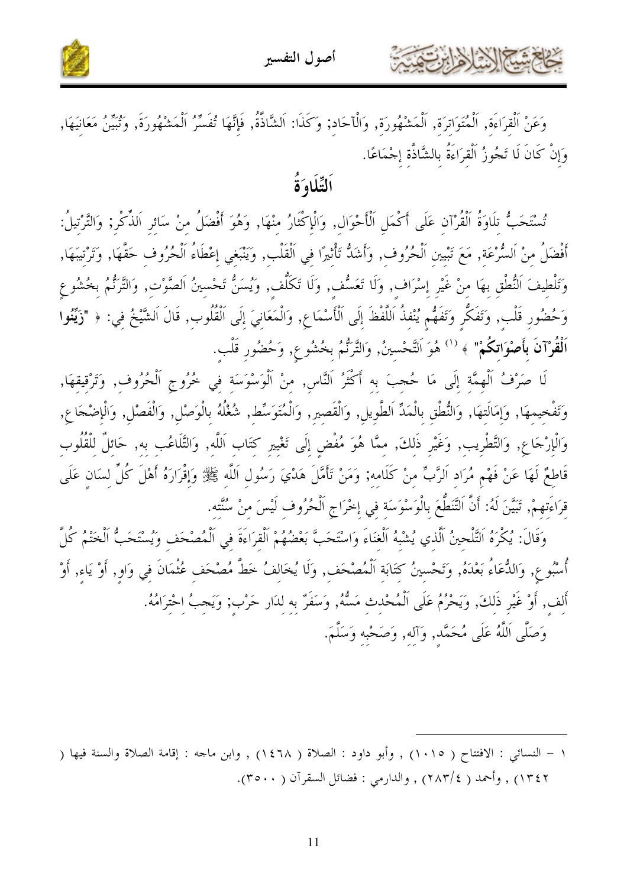وَعَنْ اَلْقِرَاءَةِ, اَلْمُتَوَاتِرَةِ, اَلْمَشْهُورَةِ, وَالْآحَادِ; وَكَذَا: اَلشَّاذَّةُ, فَإِنَّهَا تُفَسِّرُ اَلْمَشْهُورَةَ, وَتُبَيِّنُ مَعَانِيَهَا, وَإِنْ كَانَ لَا تَجُوزُ اَلْقِرَاءَةُ بِالشَّاذَّةِ إِجْمَاعًا.

## اَلتِّلَاوَةُ

تُسْتَحَبُّ تِلَاوَةُ اَلْقُرْآنِ عَلَى أَكْمَلِ اَلْأَحْوَالِ, وَالْإِكْثَارُ مِنْهَا, وَهُوَ أَفْضَلُ مِنْ سَائِرِ اَلذِّكْرِ; وَالتَّرْتِيلُ: أَفْضَلُ مِنَ اَلسُّرْعَةِ, مَعَ تَبْيِينِ اَلْحُرُوفِ, وَأَشَدُّ تَأْثِيرًا فِي اَلْقَلْبِ, وَيَنْبَغِي إِعْطَاءُ اَلْحُرُوفِ حَقَّهَا, وَتَرْتِيبَهَا, وَتَلْطِيفَ اَلنُّطْقِ بِهَا مِنْ غَيْرِ إِسْرَافٍ, وَلَا تَعَسُّفٍ, وَلَا تَكَلُّفٍ, وَيُسَنُّ تَحْسِينُ اَلصَّوْتِ, وَالتَّرَنُّمُ بِخُشُوعٍ وَحُضُورِ قَلْبٍ, وَتَفَكُّرٍ وَتَفَهُّمٍ يُنْفِذُ اَللَّفْظَ إِلَى اَلْأَسْمَاعِ, وَالْمَعَانِيَ إِلَى اَلْقُلُوبِ, قَالَ اَلشَّيْخُ فِي: ﴿ **"زَيِّنُوا اَلْقُرْآنَ بِأَصْوَاتِكُمْ"** ﴾ [1] هُوَ اَلتَّحْسِينُ, وَالتَّرَنُّمُ بِخُشُوعٍ, وَحُضُورِ قَلْبٍ.

لَا صَرْفُ اَلْهِمَّةِ إِلَى مَا حُجِبَ بِهِ أَكْثَرُ اَلنَّاسِ, مِنْ اَلْوَسْوَسَةِ فِي خُرُوجِ اَلْحُرُوفِ, وَتَرْقِيقِهَا, وَتَفْخِيمِهَا, وَإِمَالَتِهَا, وَالنُّطْقِ بِالْمَدِّ اَلطَّوِيلِ, وَالْقَصِيرِ, وَالْمُتَوَسِّطِ, شُغْلُهُ بِالْوَصْلِ, وَالْفَصْلِ, وَالْإِضْجَاعِ, وَالْإِرْجَاعِ, وَالتَّطْرِيبِ, وَغَيْرِ ذَلِكَ, مِمَّا هُوَ مُفْضٍ إِلَى تَغْيِيرِ كِتَابِ اَللَّهِ, وَالتَّلَاعُبِ بِهِ, حَائِلٌ لِلْقُلُوبِ قَاطِعٌ لَهَا عَنْ فَهْمِ مُرَادِ اَلرَّبِّ مِنْ كَلَامِهِ; وَمَنْ تَأَمَّلَ هَدْيَ رَسُولِ اَللَّهِ ﷺ وَإِقْرَارَهُ أَهْلَ كُلِّ لِسَانٍ عَلَى قِرَاءَتِهِمْ, تَبَيَّنَ لَهُ: أَنَّ اَلتَّنَطُّعَ بِالْوَسْوَسَةِ فِي إِخْرَاجِ اَلْحُرُوفِ لَيْسَ مِنْ سُنَّتِهِ.

وَقَالَ: يُكْرَهُ اَلتَّلْحِينُ اَلَّذِي يُشْبِهُ اَلْغِنَاءَ وَاسْتَحَبَّ بَعْضُهُمْ اَلْقِرَاءَةَ فِي اَلْمُصْحَفِ وَيُسْتَحَبُّ اَلْخَتْمُ كُلَّ أُسْبُوعٍ, وَالدُّعَاءُ بَعْدَهُ, وَتَحْسِينُ كِتَابَةِ اَلْمُصْحَفِ, وَلَا يُخَالِفُ خَطَّ مُصْحَفِ عُثْمَانَ فِي وَاوٍ, أَوْ يَاءٍ, أَوْ أَلِفٍ, أَوْ غَيْرِ ذَلِكَ, وَيَحْرُمُ عَلَى اَلْمُحْدِثِ مَسُّهُ, وَسَفَرٌ بِهِ لِدَارِ حَرْبٍ; وَيَجِبُ احْتِرَامُهُ.

وَصَلَّى اَللَّهُ عَلَى مُحَمَّدٍ, وَآلِهِ, وَصَحْبِهِ وَسَلَّمَ.

---

١ – النسائي : الافتتاح ( ١٠١٥ ) , وأبو داود : الصلاة ( ١٤٦٨ ) , وابن ماجه : إقامة الصلاة والسنة فيها ( ١٣٤٢ ) , وأحمد ( ٤/٢٨٣ ) , والدارمي : فضائل السقرآن ( ٣٥٠٠ ).